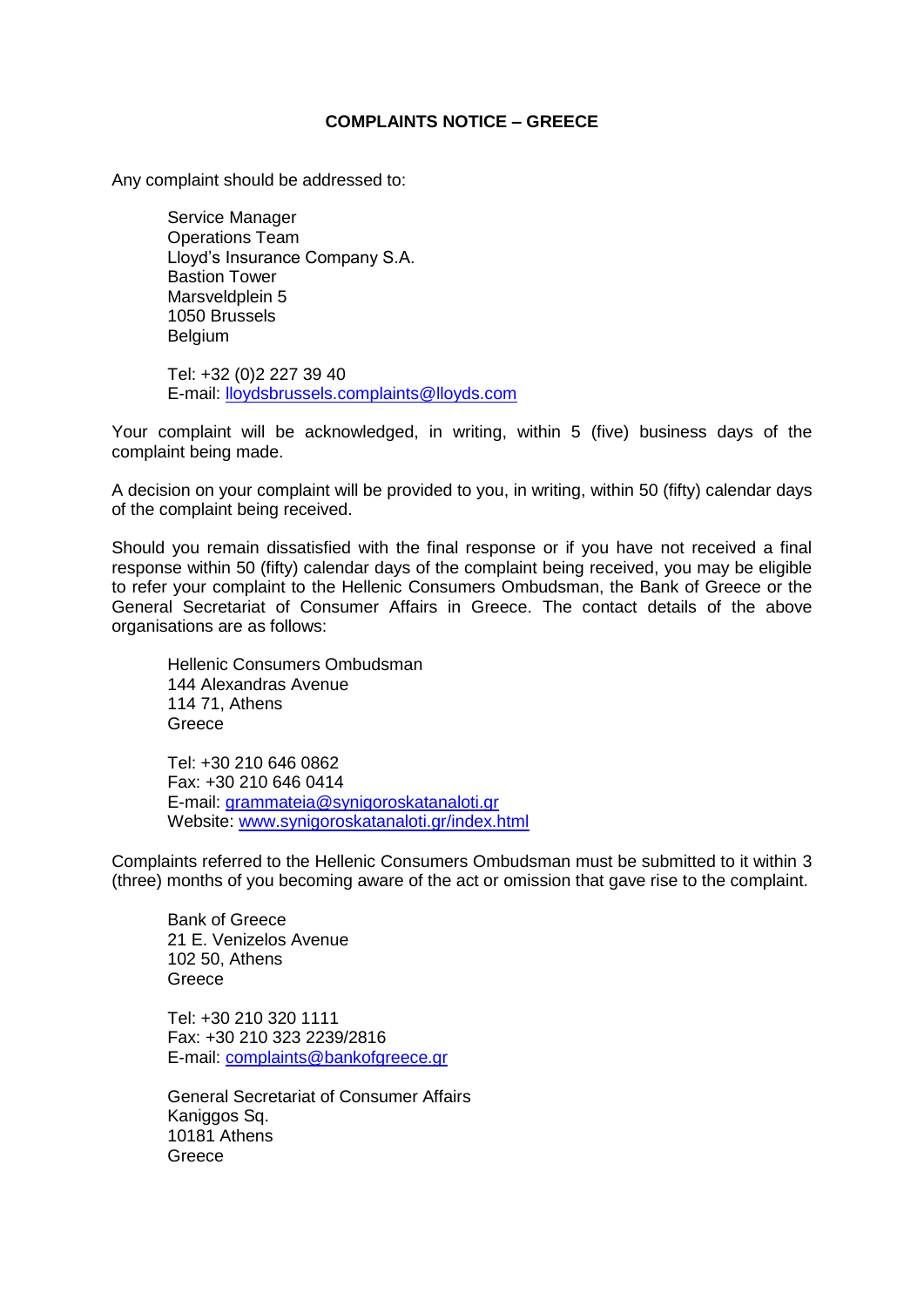# COMPLAINTS NOTICE – GREECE

Any complaint should be addressed to:

Service Manager  
Operations Team  
Lloyd's Insurance Company S.A.  
Bastion Tower  
Marsveldplein 5  
1050 Brussels  
Belgium

Tel: +32 (0)2 227 39 40  
E-mail: lloydsbrussels.complaints@lloyds.com

Your complaint will be acknowledged, in writing, within 5 (five) business days of the complaint being made.

A decision on your complaint will be provided to you, in writing, within 50 (fifty) calendar days of the complaint being received.

Should you remain dissatisfied with the final response or if you have not received a final response within 50 (fifty) calendar days of the complaint being received, you may be eligible to refer your complaint to the Hellenic Consumers Ombudsman, the Bank of Greece or the General Secretariat of Consumer Affairs in Greece. The contact details of the above organisations are as follows:

Hellenic Consumers Ombudsman  
144 Alexandras Avenue  
114 71, Athens  
Greece

Tel: +30 210 646 0862  
Fax: +30 210 646 0414  
E-mail: grammateia@synigoroskatanaloti.gr  
Website: www.synigoroskatanaloti.gr/index.html

Complaints referred to the Hellenic Consumers Ombudsman must be submitted to it within 3 (three) months of you becoming aware of the act or omission that gave rise to the complaint.

Bank of Greece  
21 E. Venizelos Avenue  
102 50, Athens  
Greece

Tel: +30 210 320 1111  
Fax: +30 210 323 2239/2816  
E-mail: complaints@bankofgreece.gr

General Secretariat of Consumer Affairs  
Kaniggos Sq.  
10181 Athens  
Greece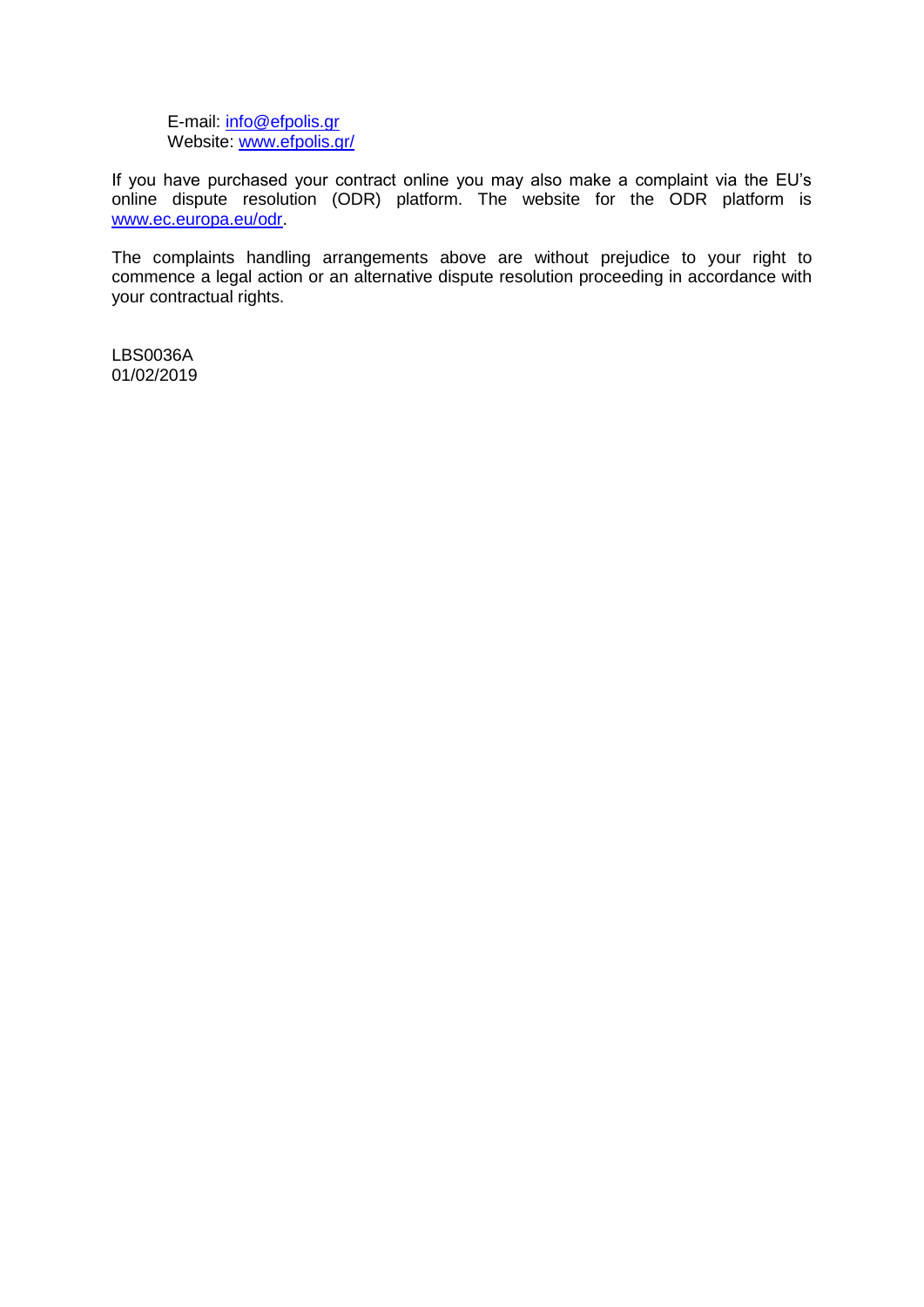E-mail: info@efpolis.gr
Website: www.efpolis.gr/

If you have purchased your contract online you may also make a complaint via the EU's online dispute resolution (ODR) platform. The website for the ODR platform is www.ec.europa.eu/odr.

The complaints handling arrangements above are without prejudice to your right to commence a legal action or an alternative dispute resolution proceeding in accordance with your contractual rights.

LBS0036A
01/02/2019